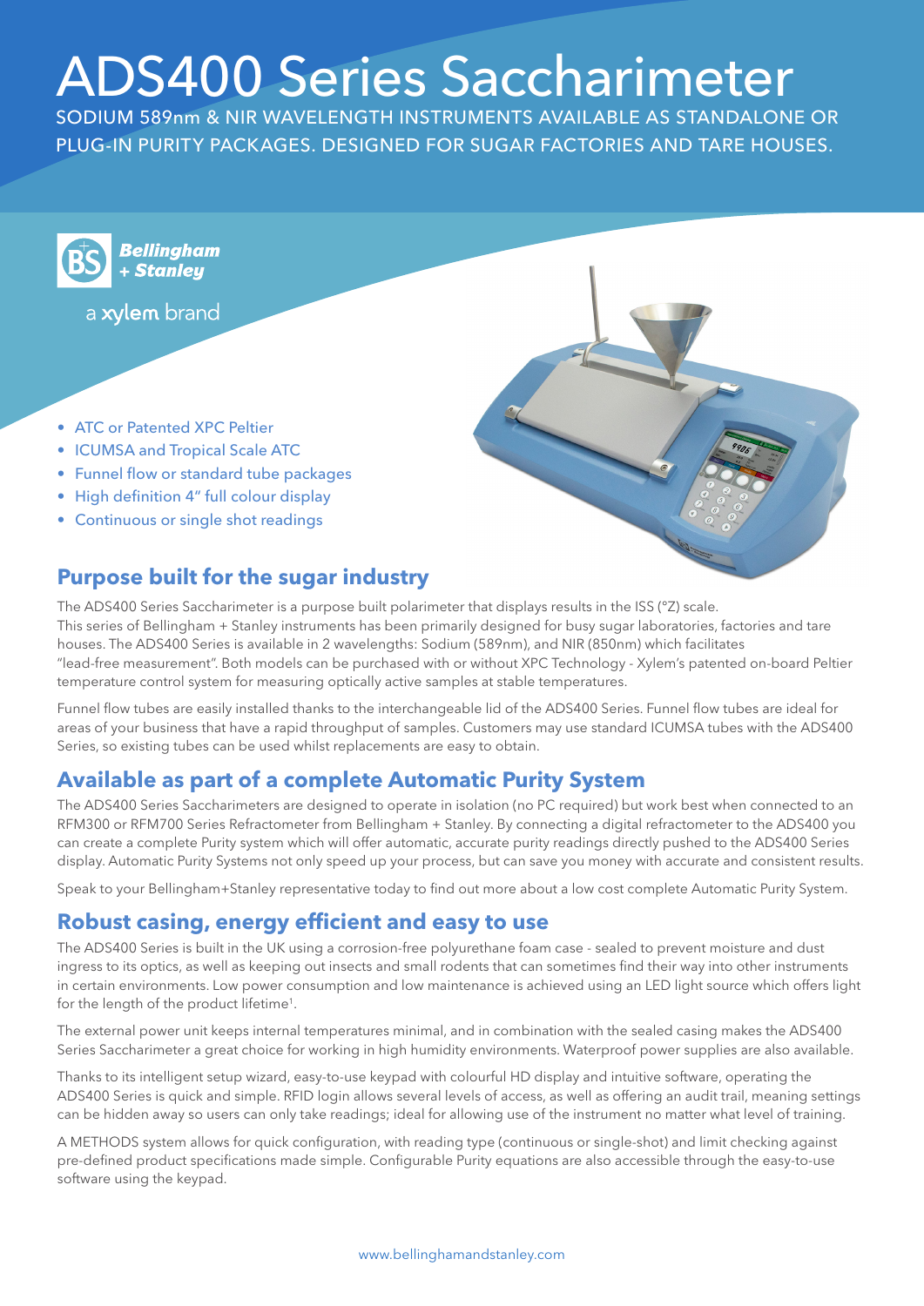# ADS400 Series Saccharimeter

SODIUM 589nm & NIR WAVELENGTH INSTRUMENTS AVAILABLE AS STANDALONE OR PLUG-IN PURITY PACKAGES. DESIGNED FOR SUGAR FACTORIES AND TARE HOUSES.

Bellingham + Stanley

a xylem brand

- ATC or Patented XPC Peltier
- ICUMSA and Tropical Scale ATC
- Funnel flow or standard tube packages
- High definition 4" full colour display
- Continuous or single shot readings

## Purpose built for the sugar industry

The ADS400 Series Saccharimeter is a purpose built polarimeter that displays results in the ISS (°Z) scale. This series of Bellingham + Stanley instruments has been primarily designed for busy sugar laboratories, factories and tare houses. The ADS400 Series is available in 2 wavelengths: Sodium (589nm), and NIR (850nm) which facilitates "lead-free measurement". Both models can be purchased with or without XPC Technology - Xylem's patented on-board Peltier temperature control system for measuring optically active samples at stable temperatures.

Funnel flow tubes are easily installed thanks to the interchangeable lid of the ADS400 Series. Funnel flow tubes are ideal for areas of your business that have a rapid throughput of samples. Customers may use standard ICUMSA tubes with the ADS400 Series, so existing tubes can be used whilst replacements are easy to obtain.

## Available as part of a complete Automatic Purity System

The ADS400 Series Saccharimeters are designed to operate in isolation (no PC required) but work best when connected to an RFM300 or RFM700 Series Refractometer from Bellingham + Stanley. By connecting a digital refractometer to the ADS400 you can create a complete Purity system which will offer automatic, accurate purity readings directly pushed to the ADS400 Series display. Automatic Purity Systems not only speed up your process, but can save you money with accurate and consistent results.

Speak to your Bellingham+Stanley representative today to find out more about a low cost complete Automatic Purity System.

## Robust casing, energy efficient and easy to use

The ADS400 Series is built in the UK using a corrosion-free polyurethane foam case - sealed to prevent moisture and dust ingress to its optics, as well as keeping out insects and small rodents that can sometimes find their way into other instruments in certain environments. Low power consumption and low maintenance is achieved using an LED light source which offers light for the length of the product lifetime[1].

The external power unit keeps internal temperatures minimal, and in combination with the sealed casing makes the ADS400 Series Saccharimeter a great choice for working in high humidity environments. Waterproof power supplies are also available.

Thanks to its intelligent setup wizard, easy-to-use keypad with colourful HD display and intuitive software, operating the ADS400 Series is quick and simple. RFID login allows several levels of access, as well as offering an audit trail, meaning settings can be hidden away so users can only take readings; ideal for allowing use of the instrument no matter what level of training.

A METHODS system allows for quick configuration, with reading type (continuous or single-shot) and limit checking against pre-defined product specifications made simple. Configurable Purity equations are also accessible through the easy-to-use software using the keypad.

www.bellinghamandstanley.com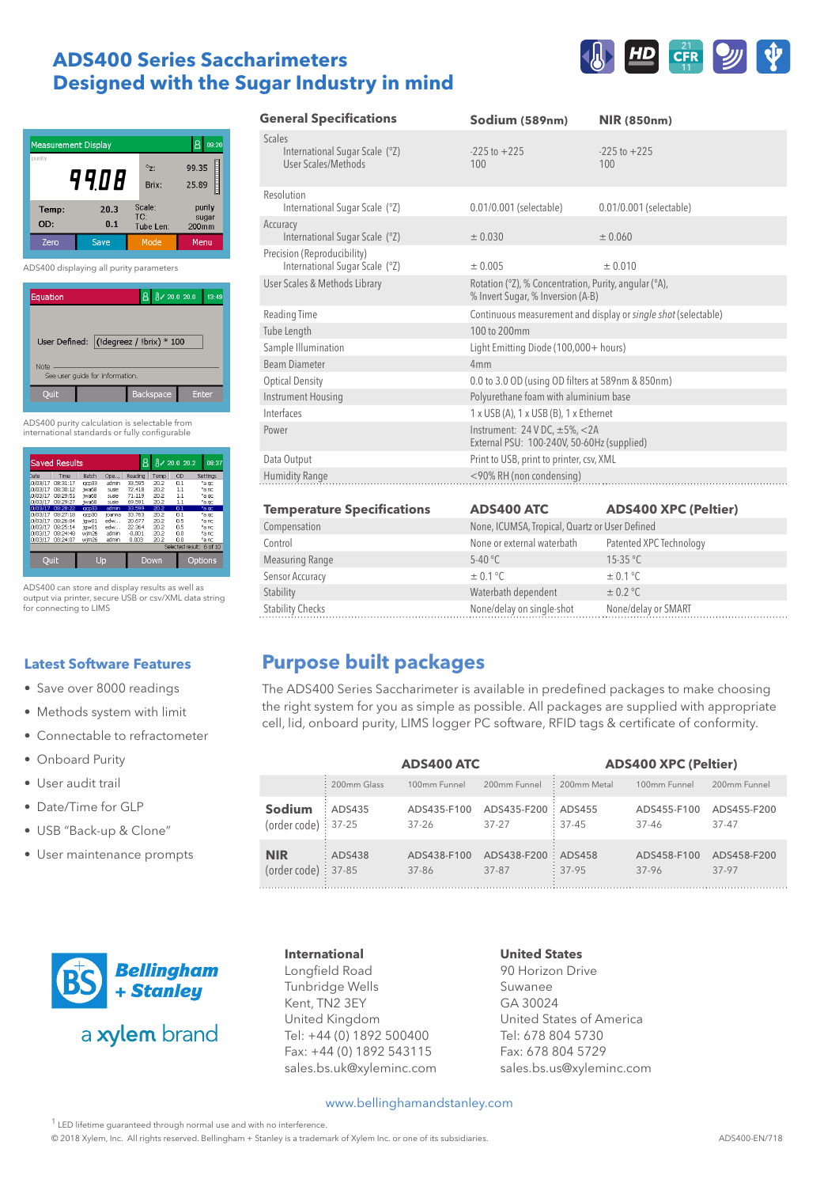# ADS400 Series Saccharimeters
# Designed with the Sugar Industry in mind

ADS400 displaying all purity parameters

ADS400 purity calculation is selectable from international standards or fully configurable

ADS400 can store and display results as well as output via printer, secure USB or csv/XML data string for connecting to LIMS

| General Specifications | Sodium (589nm) | NIR (850nm) |
|---|---|---|
| Scales<br>International Sugar Scale (°Z)<br>User Scales/Methods | <br>-225 to +225<br>100 | <br>-225 to +225<br>100 |
| Resolution<br>International Sugar Scale (°Z) | <br>0.01/0.001 (selectable) | <br>0.01/0.001 (selectable) |
| Accuracy<br>International Sugar Scale (°Z) | <br>± 0.030 | <br>± 0.060 |
| Precision (Reproducibility)<br>International Sugar Scale (°Z) | <br>± 0.005 | <br>± 0.010 |
| User Scales & Methods Library | Rotation (°Z), % Concentration, Purity, angular (°A), % Invert Sugar, % Inversion (A-B) | |
| Reading Time | Continuous measurement and display or *single shot* (selectable) | |
| Tube Length | 100 to 200mm | |
| Sample Illumination | Light Emitting Diode (100,000+ hours) | |
| Beam Diameter | 4mm | |
| Optical Density | 0.0 to 3.0 OD (using OD filters at 589nm & 850nm) | |
| Instrument Housing | Polyurethane foam with aluminium base | |
| Interfaces | 1 x USB (A), 1 x USB (B), 1 x Ethernet | |
| Power | Instrument: 24 V DC, ±5%, <2A<br>External PSU: 100-240V, 50-60Hz (supplied) | |
| Data Output | Print to USB, print to printer, csv, XML | |
| Humidity Range | <90% RH (non condensing) | |

| Temperature Specifications | ADS400 ATC | ADS400 XPC (Peltier) |
|---|---|---|
| Compensation | None, ICUMSA, Tropical, Quartz or User Defined | |
| Control | None or external waterbath | Patented XPC Technology |
| Measuring Range | 5-40 °C | 15-35 °C |
| Sensor Accuracy | ± 0.1 °C | ± 0.1 °C |
| Stability | Waterbath dependent | ± 0.2 °C |
| Stability Checks | None/delay on single-shot | None/delay or SMART |

## Latest Software Features

- Save over 8000 readings
- Methods system with limit
- Connectable to refractometer
- Onboard Purity
- User audit trail
- Date/Time for GLP
- USB "Back-up & Clone"
- User maintenance prompts

## Purpose built packages

The ADS400 Series Saccharimeter is available in predefined packages to make choosing the right system for you as simple as possible. All packages are supplied with appropriate cell, lid, onboard purity, LIMS logger PC software, RFID tags & certificate of conformity.

| | ADS400 ATC | | | ADS400 XPC (Peltier) | | |
|---|---|---|---|---|---|---|
| | 200mm Glass | 100mm Funnel | 200mm Funnel | 200mm Metal | 100mm Funnel | 200mm Funnel |
| **Sodium** (order code) | ADS435<br>37-25 | ADS435-F100<br>37-26 | ADS435-F200<br>37-27 | ADS455<br>37-45 | ADS455-F100<br>37-46 | ADS455-F200<br>37-47 |
| **NIR** (order code) | ADS438<br>37-85 | ADS438-F100<br>37-86 | ADS438-F200<br>37-87 | ADS458<br>37-95 | ADS458-F100<br>37-96 | ADS458-F200<br>37-97 |

Bellingham + Stanley
a xylem brand

**International**
Longfield Road
Tunbridge Wells
Kent, TN2 3EY
United Kingdom
Tel: +44 (0) 1892 500400
Fax: +44 (0) 1892 543115
sales.bs.uk@xyleminc.com

**United States**
90 Horizon Drive
Suwanee
GA 30024
United States of America
Tel: 678 804 5730
Fax: 678 804 5729
sales.bs.us@xyleminc.com

www.bellinghamandstanley.com

[1] LED lifetime guaranteed through normal use and with no interference.

© 2018 Xylem, Inc. All rights reserved. Bellingham + Stanley is a trademark of Xylem Inc. or one of its subsidiaries.

ADS400-EN/718